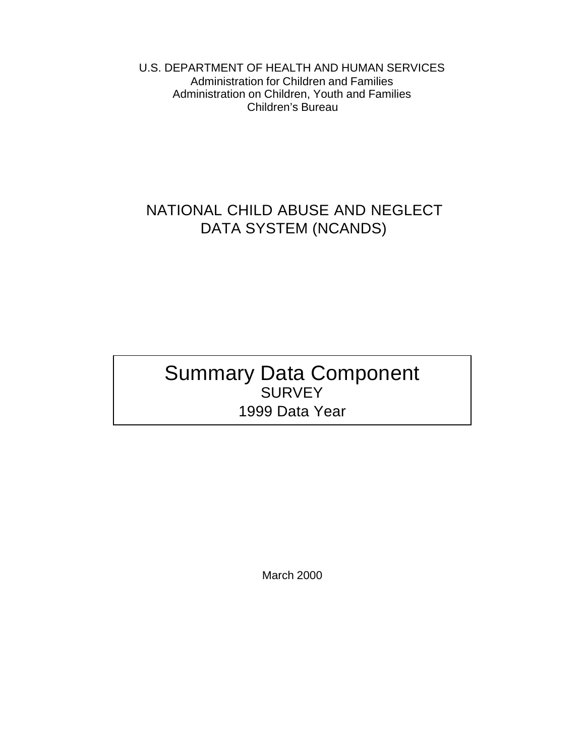U.S. DEPARTMENT OF HEALTH AND HUMAN SERVICES
Administration for Children and Families
Administration on Children, Youth and Families
Children's Bureau

# NATIONAL CHILD ABUSE AND NEGLECT DATA SYSTEM (NCANDS)

# Summary Data Component
## SURVEY
## 1999 Data Year

March 2000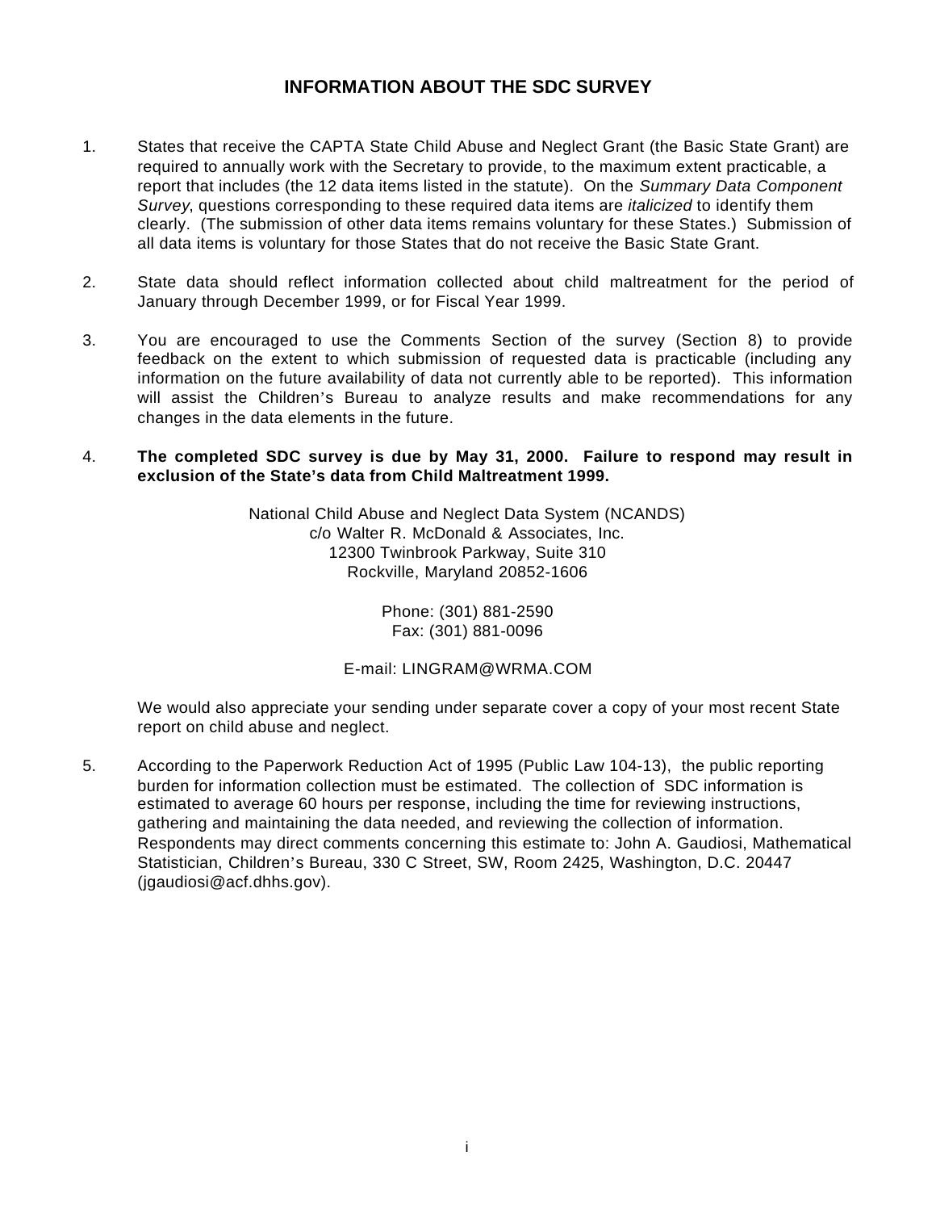# INFORMATION ABOUT THE SDC SURVEY

1. States that receive the CAPTA State Child Abuse and Neglect Grant (the Basic State Grant) are required to annually work with the Secretary to provide, to the maximum extent practicable, a report that includes (the 12 data items listed in the statute). On the *Summary Data Component Survey*, questions corresponding to these required data items are *italicized* to identify them clearly. (The submission of other data items remains voluntary for these States.) Submission of all data items is voluntary for those States that do not receive the Basic State Grant.

2. State data should reflect information collected about child maltreatment for the period of January through December 1999, or for Fiscal Year 1999.

3. You are encouraged to use the Comments Section of the survey (Section 8) to provide feedback on the extent to which submission of requested data is practicable (including any information on the future availability of data not currently able to be reported). This information will assist the Children's Bureau to analyze results and make recommendations for any changes in the data elements in the future.

4. **The completed SDC survey is due by May 31, 2000. Failure to respond may result in exclusion of the State's data from Child Maltreatment 1999.**

   National Child Abuse and Neglect Data System (NCANDS)
   c/o Walter R. McDonald & Associates, Inc.
   12300 Twinbrook Parkway, Suite 310
   Rockville, Maryland 20852-1606

   Phone: (301) 881-2590
   Fax: (301) 881-0096

   E-mail: LINGRAM@WRMA.COM

   We would also appreciate your sending under separate cover a copy of your most recent State report on child abuse and neglect.

5. According to the Paperwork Reduction Act of 1995 (Public Law 104-13), the public reporting burden for information collection must be estimated. The collection of SDC information is estimated to average 60 hours per response, including the time for reviewing instructions, gathering and maintaining the data needed, and reviewing the collection of information. Respondents may direct comments concerning this estimate to: John A. Gaudiosi, Mathematical Statistician, Children's Bureau, 330 C Street, SW, Room 2425, Washington, D.C. 20447 (jgaudiosi@acf.dhhs.gov).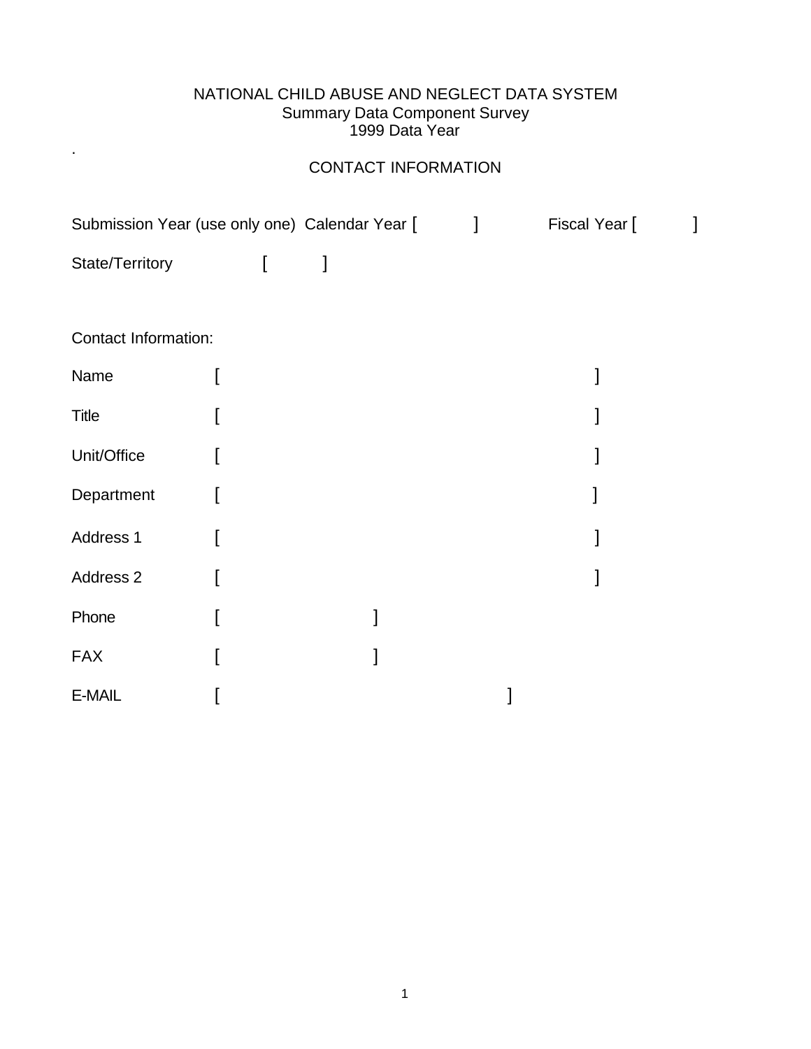NATIONAL CHILD ABUSE AND NEGLECT DATA SYSTEM
Summary Data Component Survey
1999 Data Year

.

CONTACT INFORMATION

Submission Year (use only one) Calendar Year [ ] Fiscal Year [ ]

State/Territory [ ]

Contact Information:

Name [ ]

Title [ ]

Unit/Office [ ]

Department [ ]

Address 1 [ ]

Address 2 [ ]

Phone [ ]

FAX [ ]

E-MAIL [ ]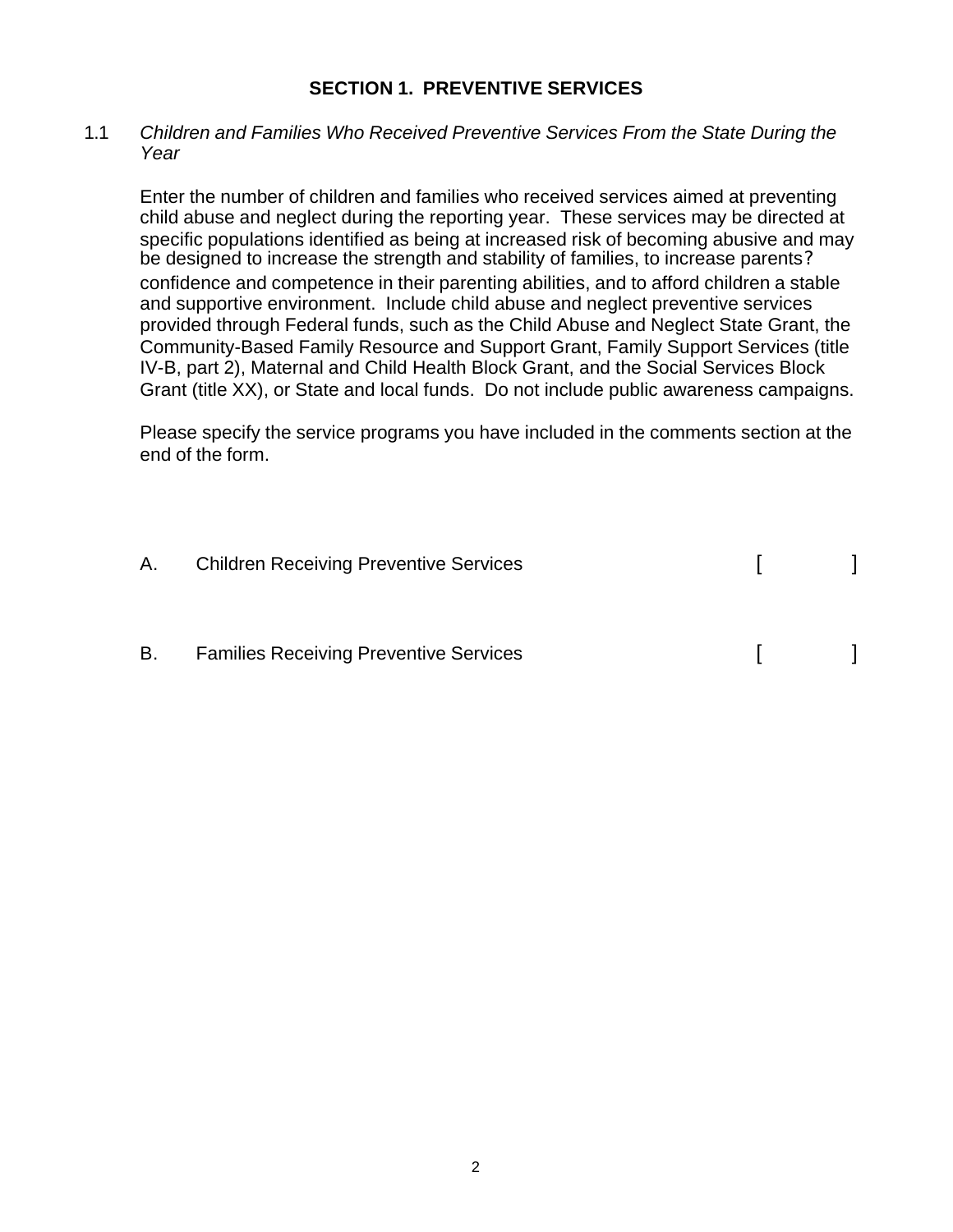## SECTION 1. PREVENTIVE SERVICES

1.1 *Children and Families Who Received Preventive Services From the State During the Year*

Enter the number of children and families who received services aimed at preventing child abuse and neglect during the reporting year. These services may be directed at specific populations identified as being at increased risk of becoming abusive and may be designed to increase the strength and stability of families, to increase parents? confidence and competence in their parenting abilities, and to afford children a stable and supportive environment. Include child abuse and neglect preventive services provided through Federal funds, such as the Child Abuse and Neglect State Grant, the Community-Based Family Resource and Support Grant, Family Support Services (title IV-B, part 2), Maternal and Child Health Block Grant, and the Social Services Block Grant (title XX), or State and local funds. Do not include public awareness campaigns.

Please specify the service programs you have included in the comments section at the end of the form.

A. Children Receiving Preventive Services [ ]

B. Families Receiving Preventive Services [ ]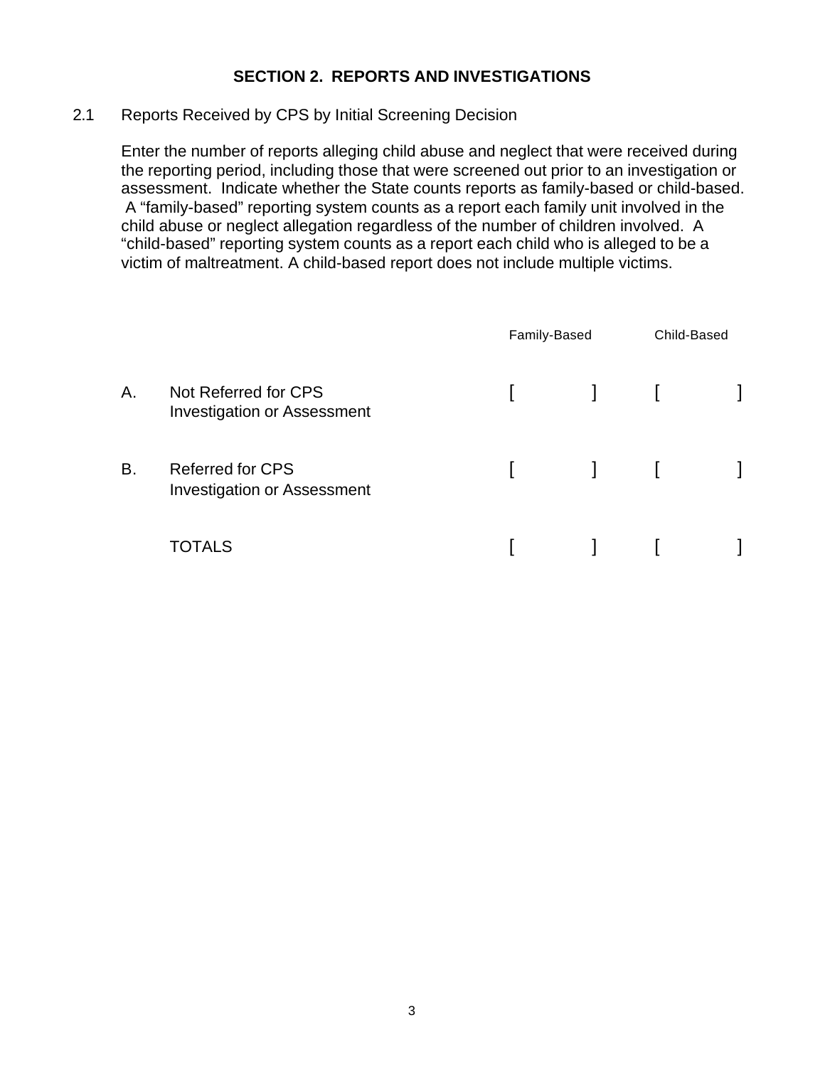## SECTION 2. REPORTS AND INVESTIGATIONS

2.1 Reports Received by CPS by Initial Screening Decision

Enter the number of reports alleging child abuse and neglect that were received during the reporting period, including those that were screened out prior to an investigation or assessment. Indicate whether the State counts reports as family-based or child-based. A "family-based" reporting system counts as a report each family unit involved in the child abuse or neglect allegation regardless of the number of children involved. A "child-based" reporting system counts as a report each child who is alleged to be a victim of maltreatment. A child-based report does not include multiple victims.

| | | Family-Based | Child-Based |
|---|---|---|---|
| A. | Not Referred for CPS Investigation or Assessment | [ ] | [ ] |
| B. | Referred for CPS Investigation or Assessment | [ ] | [ ] |
| | TOTALS | [ ] | [ ] |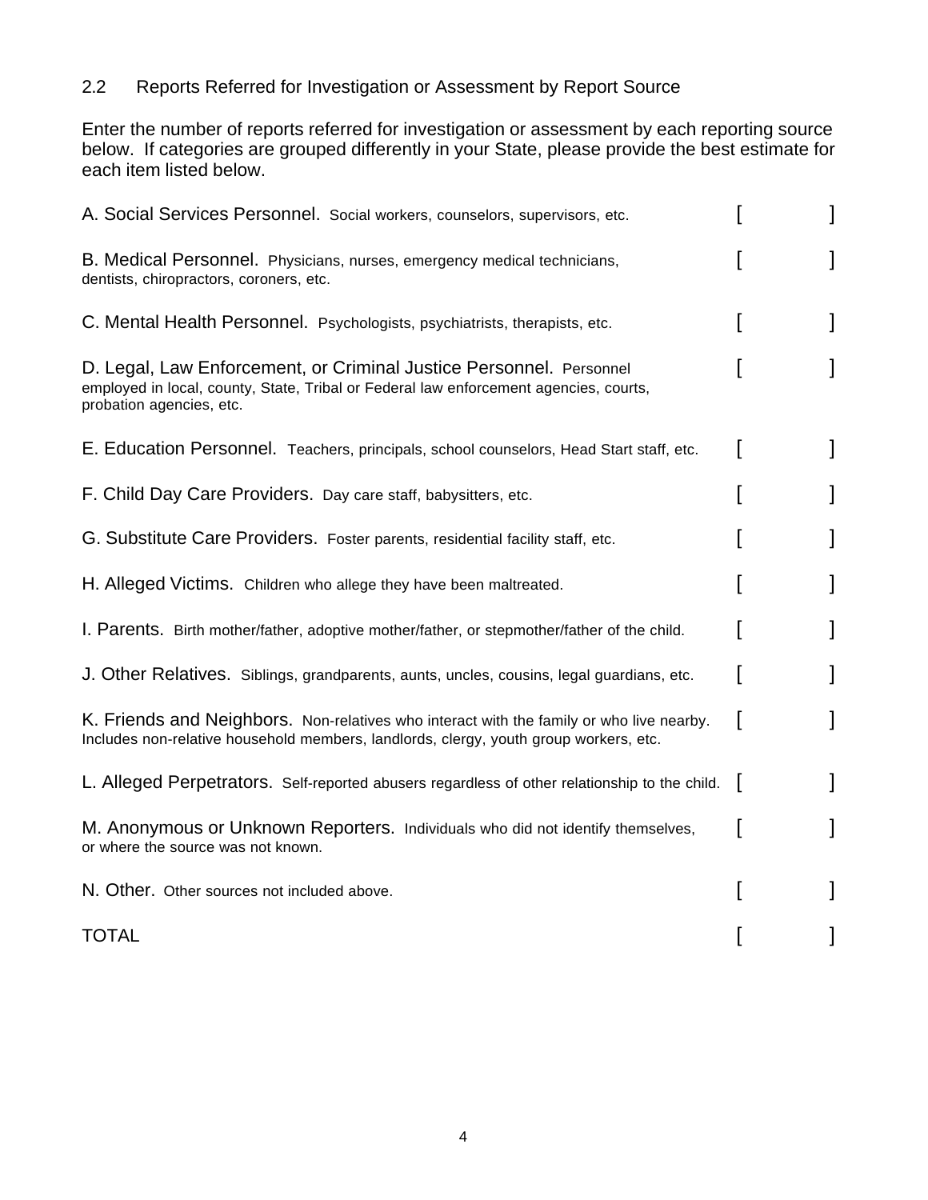## 2.2 Reports Referred for Investigation or Assessment by Report Source

Enter the number of reports referred for investigation or assessment by each reporting source below. If categories are grouped differently in your State, please provide the best estimate for each item listed below.

| Report Source | Number |
|---|---|
| A. Social Services Personnel. Social workers, counselors, supervisors, etc. | [ ] |
| B. Medical Personnel. Physicians, nurses, emergency medical technicians, dentists, chiropractors, coroners, etc. | [ ] |
| C. Mental Health Personnel. Psychologists, psychiatrists, therapists, etc. | [ ] |
| D. Legal, Law Enforcement, or Criminal Justice Personnel. Personnel employed in local, county, State, Tribal or Federal law enforcement agencies, courts, probation agencies, etc. | [ ] |
| E. Education Personnel. Teachers, principals, school counselors, Head Start staff, etc. | [ ] |
| F. Child Day Care Providers. Day care staff, babysitters, etc. | [ ] |
| G. Substitute Care Providers. Foster parents, residential facility staff, etc. | [ ] |
| H. Alleged Victims. Children who allege they have been maltreated. | [ ] |
| I. Parents. Birth mother/father, adoptive mother/father, or stepmother/father of the child. | [ ] |
| J. Other Relatives. Siblings, grandparents, aunts, uncles, cousins, legal guardians, etc. | [ ] |
| K. Friends and Neighbors. Non-relatives who interact with the family or who live nearby. Includes non-relative household members, landlords, clergy, youth group workers, etc. | [ ] |
| L. Alleged Perpetrators. Self-reported abusers regardless of other relationship to the child. | [ ] |
| M. Anonymous or Unknown Reporters. Individuals who did not identify themselves, or where the source was not known. | [ ] |
| N. Other. Other sources not included above. | [ ] |
| TOTAL | [ ] |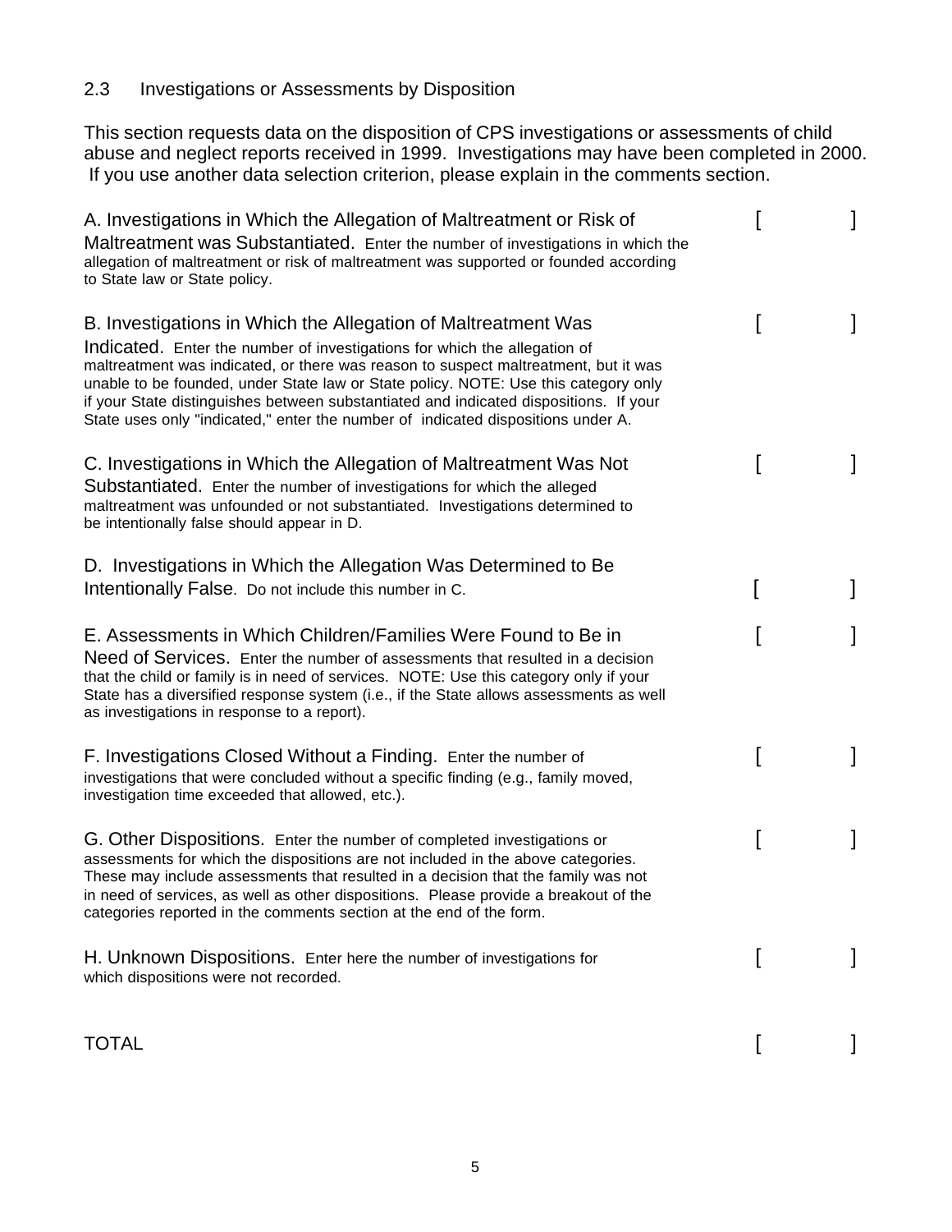## 2.3 Investigations or Assessments by Disposition

This section requests data on the disposition of CPS investigations or assessments of child abuse and neglect reports received in 1999. Investigations may have been completed in 2000. If you use another data selection criterion, please explain in the comments section.

A. Investigations in Which the Allegation of Maltreatment or Risk of Maltreatment was Substantiated. Enter the number of investigations in which the allegation of maltreatment or risk of maltreatment was supported or founded according to State law or State policy. [ ]

B. Investigations in Which the Allegation of Maltreatment Was Indicated. Enter the number of investigations for which the allegation of maltreatment was indicated, or there was reason to suspect maltreatment, but it was unable to be founded, under State law or State policy. NOTE: Use this category only if your State distinguishes between substantiated and indicated dispositions. If your State uses only "indicated," enter the number of indicated dispositions under A. [ ]

C. Investigations in Which the Allegation of Maltreatment Was Not Substantiated. Enter the number of investigations for which the alleged maltreatment was unfounded or not substantiated. Investigations determined to be intentionally false should appear in D. [ ]

D. Investigations in Which the Allegation Was Determined to Be Intentionally False. Do not include this number in C. [ ]

E. Assessments in Which Children/Families Were Found to Be in Need of Services. Enter the number of assessments that resulted in a decision that the child or family is in need of services. NOTE: Use this category only if your State has a diversified response system (i.e., if the State allows assessments as well as investigations in response to a report). [ ]

F. Investigations Closed Without a Finding. Enter the number of investigations that were concluded without a specific finding (e.g., family moved, investigation time exceeded that allowed, etc.). [ ]

G. Other Dispositions. Enter the number of completed investigations or assessments for which the dispositions are not included in the above categories. These may include assessments that resulted in a decision that the family was not in need of services, as well as other dispositions. Please provide a breakout of the categories reported in the comments section at the end of the form. [ ]

H. Unknown Dispositions. Enter here the number of investigations for which dispositions were not recorded. [ ]

TOTAL [ ]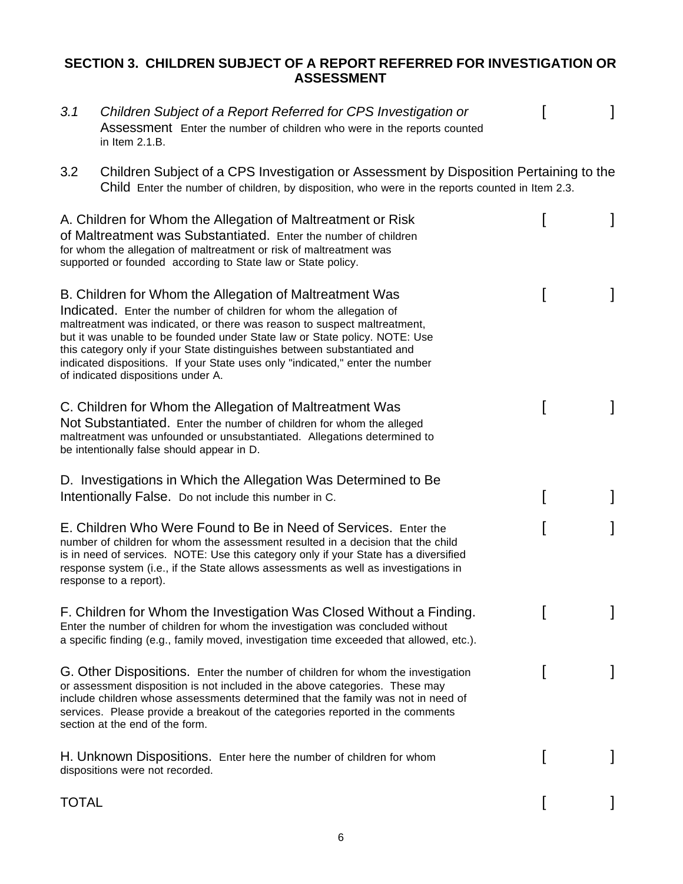## SECTION 3. CHILDREN SUBJECT OF A REPORT REFERRED FOR INVESTIGATION OR ASSESSMENT

*3.1* *Children Subject of a Report Referred for CPS Investigation or* Assessment Enter the number of children who were in the reports counted in Item 2.1.B. [ ]

3.2 Children Subject of a CPS Investigation or Assessment by Disposition Pertaining to the Child Enter the number of children, by disposition, who were in the reports counted in Item 2.3.

A. Children for Whom the Allegation of Maltreatment or Risk of Maltreatment was Substantiated. Enter the number of children for whom the allegation of maltreatment or risk of maltreatment was supported or founded according to State law or State policy. [ ]

B. Children for Whom the Allegation of Maltreatment Was Indicated. Enter the number of children for whom the allegation of maltreatment was indicated, or there was reason to suspect maltreatment, but it was unable to be founded under State law or State policy. NOTE: Use this category only if your State distinguishes between substantiated and indicated dispositions. If your State uses only "indicated," enter the number of indicated dispositions under A. [ ]

C. Children for Whom the Allegation of Maltreatment Was Not Substantiated. Enter the number of children for whom the alleged maltreatment was unfounded or unsubstantiated. Allegations determined to be intentionally false should appear in D. [ ]

D. Investigations in Which the Allegation Was Determined to Be Intentionally False. Do not include this number in C. [ ]

E. Children Who Were Found to Be in Need of Services. Enter the number of children for whom the assessment resulted in a decision that the child is in need of services. NOTE: Use this category only if your State has a diversified response system (i.e., if the State allows assessments as well as investigations in response to a report). [ ]

F. Children for Whom the Investigation Was Closed Without a Finding. Enter the number of children for whom the investigation was concluded without a specific finding (e.g., family moved, investigation time exceeded that allowed, etc.). [ ]

G. Other Dispositions. Enter the number of children for whom the investigation or assessment disposition is not included in the above categories. These may include children whose assessments determined that the family was not in need of services. Please provide a breakout of the categories reported in the comments section at the end of the form. [ ]

H. Unknown Dispositions. Enter here the number of children for whom dispositions were not recorded. [ ]

TOTAL [ ]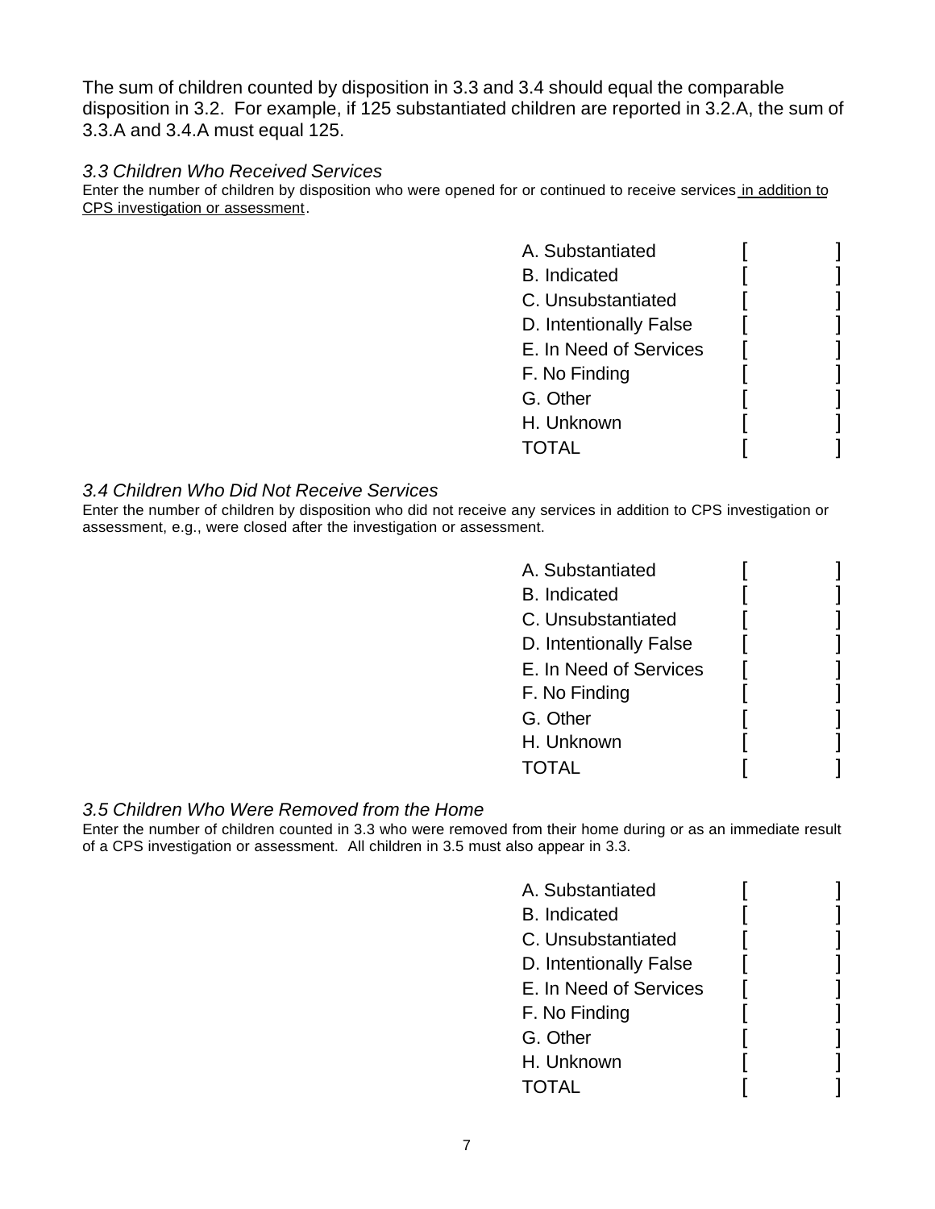The sum of children counted by disposition in 3.3 and 3.4 should equal the comparable disposition in 3.2. For example, if 125 substantiated children are reported in 3.2.A, the sum of 3.3.A and 3.4.A must equal 125.

### *3.3 Children Who Received Services*

Enter the number of children by disposition who were opened for or continued to receive services in addition to CPS investigation or assessment.

| | |
|---|---|
| A. Substantiated | [ ] |
| B. Indicated | [ ] |
| C. Unsubstantiated | [ ] |
| D. Intentionally False | [ ] |
| E. In Need of Services | [ ] |
| F. No Finding | [ ] |
| G. Other | [ ] |
| H. Unknown | [ ] |
| TOTAL | [ ] |

### *3.4 Children Who Did Not Receive Services*

Enter the number of children by disposition who did not receive any services in addition to CPS investigation or assessment, e.g., were closed after the investigation or assessment.

| | |
|---|---|
| A. Substantiated | [ ] |
| B. Indicated | [ ] |
| C. Unsubstantiated | [ ] |
| D. Intentionally False | [ ] |
| E. In Need of Services | [ ] |
| F. No Finding | [ ] |
| G. Other | [ ] |
| H. Unknown | [ ] |
| TOTAL | [ ] |

### *3.5 Children Who Were Removed from the Home*

Enter the number of children counted in 3.3 who were removed from their home during or as an immediate result of a CPS investigation or assessment. All children in 3.5 must also appear in 3.3.

| | |
|---|---|
| A. Substantiated | [ ] |
| B. Indicated | [ ] |
| C. Unsubstantiated | [ ] |
| D. Intentionally False | [ ] |
| E. In Need of Services | [ ] |
| F. No Finding | [ ] |
| G. Other | [ ] |
| H. Unknown | [ ] |
| TOTAL | [ ] |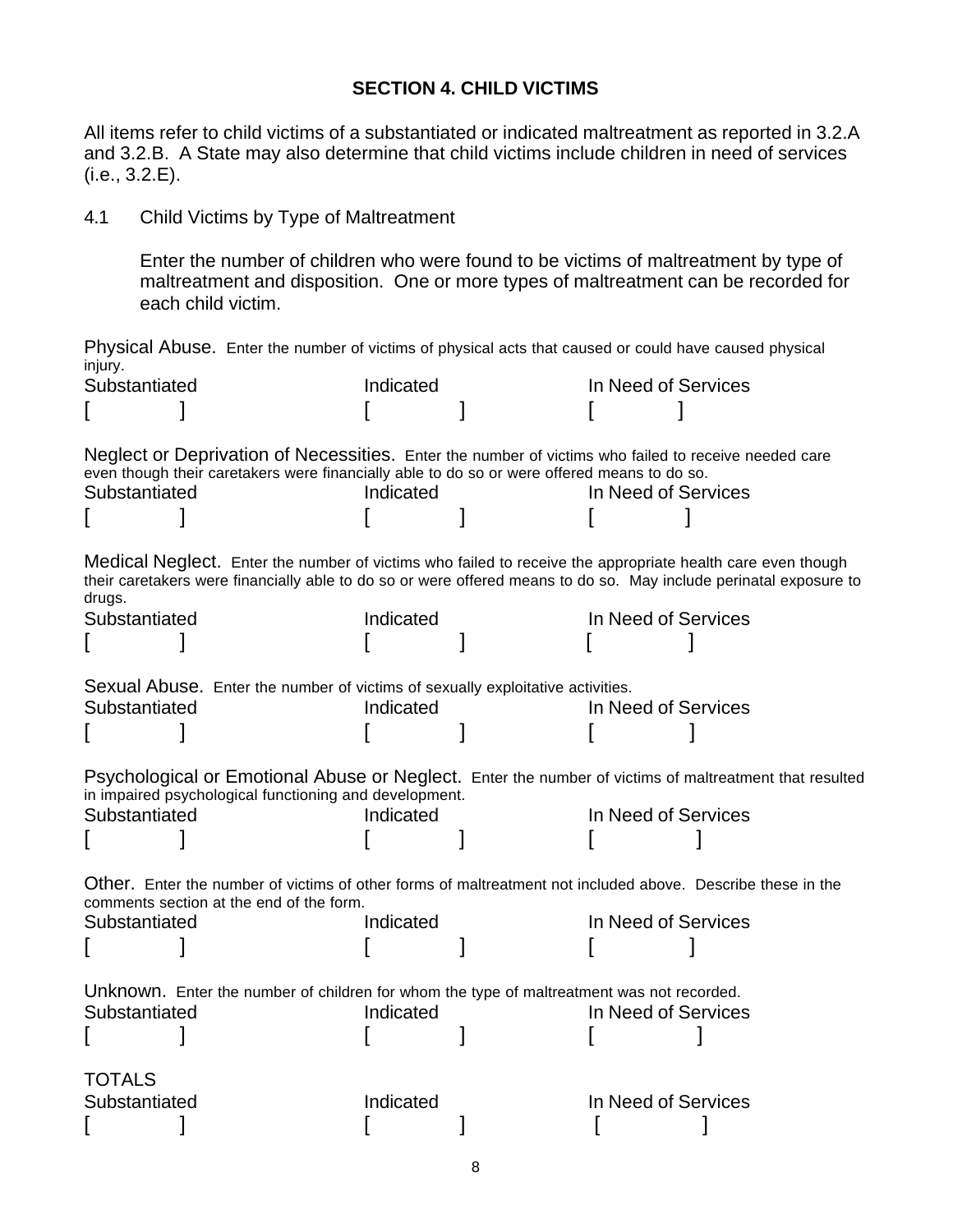## SECTION 4. CHILD VICTIMS

All items refer to child victims of a substantiated or indicated maltreatment as reported in 3.2.A and 3.2.B. A State may also determine that child victims include children in need of services (i.e., 3.2.E).

4.1 Child Victims by Type of Maltreatment

Enter the number of children who were found to be victims of maltreatment by type of maltreatment and disposition. One or more types of maltreatment can be recorded for each child victim.

Physical Abuse. Enter the number of victims of physical acts that caused or could have caused physical injury.

| Substantiated | Indicated | In Need of Services |
|---|---|---|
| [ ] | [ ] | [ ] |

Neglect or Deprivation of Necessities. Enter the number of victims who failed to receive needed care even though their caretakers were financially able to do so or were offered means to do so.

| Substantiated | Indicated | In Need of Services |
|---|---|---|
| [ ] | [ ] | [ ] |

Medical Neglect. Enter the number of victims who failed to receive the appropriate health care even though their caretakers were financially able to do so or were offered means to do so. May include perinatal exposure to drugs.

| Substantiated | Indicated | In Need of Services |
|---|---|---|
| [ ] | [ ] | [ ] |

Sexual Abuse. Enter the number of victims of sexually exploitative activities.

| Substantiated | Indicated | In Need of Services |
|---|---|---|
| [ ] | [ ] | [ ] |

Psychological or Emotional Abuse or Neglect. Enter the number of victims of maltreatment that resulted in impaired psychological functioning and development.

| Substantiated | Indicated | In Need of Services |
|---|---|---|
| [ ] | [ ] | [ ] |

Other. Enter the number of victims of other forms of maltreatment not included above. Describe these in the comments section at the end of the form.

| Substantiated | Indicated | In Need of Services |
|---|---|---|
| [ ] | [ ] | [ ] |

Unknown. Enter the number of children for whom the type of maltreatment was not recorded.

| Substantiated | Indicated | In Need of Services |
|---|---|---|
| [ ] | [ ] | [ ] |

TOTALS

| Substantiated | Indicated | In Need of Services |
|---|---|---|
| [ ] | [ ] | [ ] |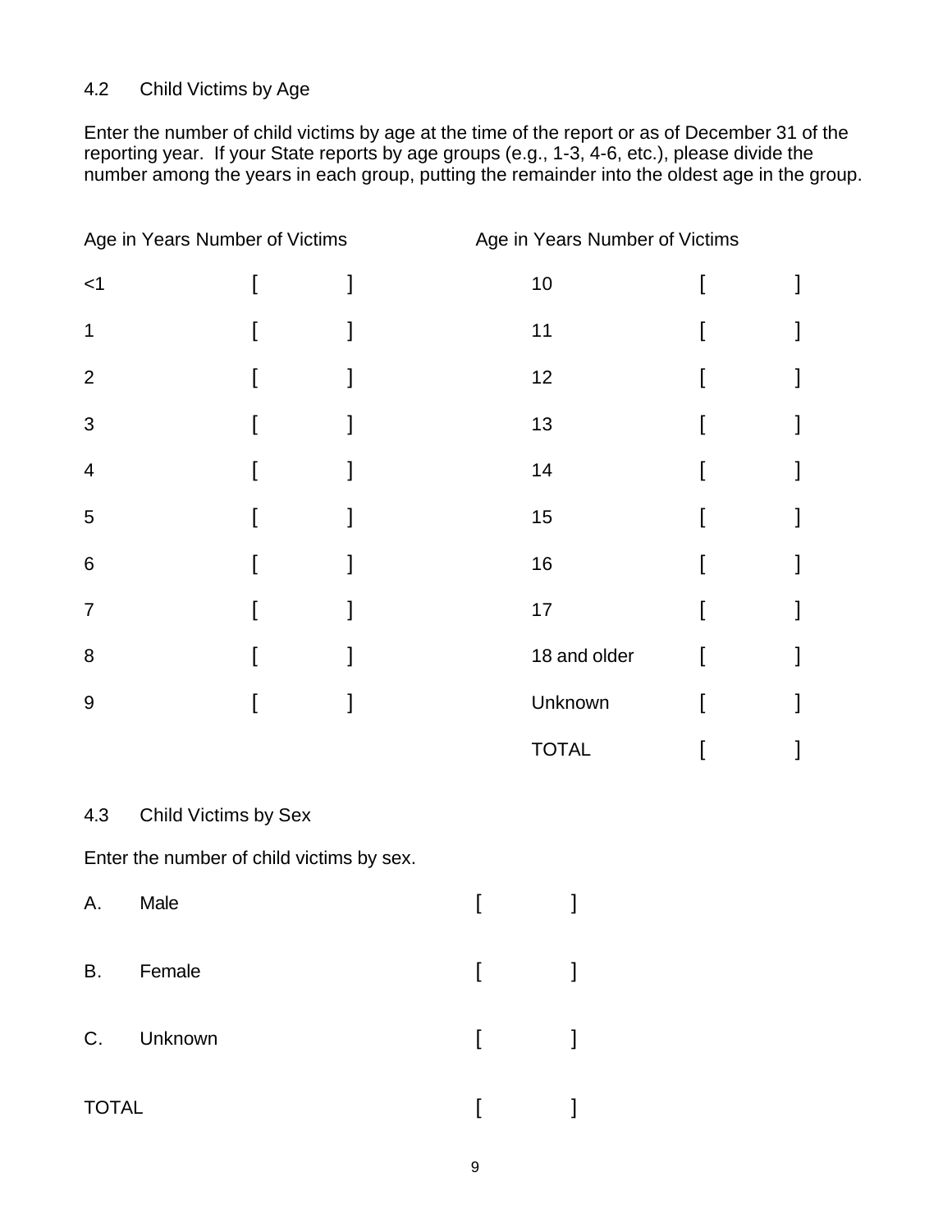### 4.2 Child Victims by Age

Enter the number of child victims by age at the time of the report or as of December 31 of the reporting year. If your State reports by age groups (e.g., 1-3, 4-6, etc.), please divide the number among the years in each group, putting the remainder into the oldest age in the group.

| Age in Years | Number of Victims | Age in Years | Number of Victims |
|---|---|---|---|
| <1 | [ ] | 10 | [ ] |
| 1 | [ ] | 11 | [ ] |
| 2 | [ ] | 12 | [ ] |
| 3 | [ ] | 13 | [ ] |
| 4 | [ ] | 14 | [ ] |
| 5 | [ ] | 15 | [ ] |
| 6 | [ ] | 16 | [ ] |
| 7 | [ ] | 17 | [ ] |
| 8 | [ ] | 18 and older | [ ] |
| 9 | [ ] | Unknown | [ ] |
| | | TOTAL | [ ] |

### 4.3 Child Victims by Sex

Enter the number of child victims by sex.

A. Male [ ]

B. Female [ ]

C. Unknown [ ]

TOTAL [ ]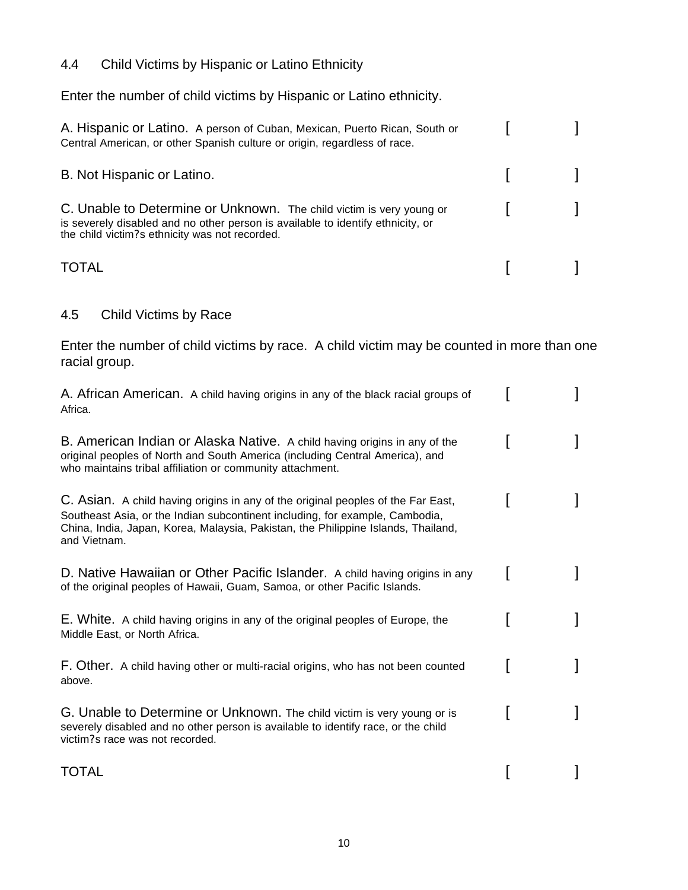## 4.4 Child Victims by Hispanic or Latino Ethnicity

Enter the number of child victims by Hispanic or Latino ethnicity.

A. Hispanic or Latino. A person of Cuban, Mexican, Puerto Rican, South or Central American, or other Spanish culture or origin, regardless of race. [ ]

B. Not Hispanic or Latino. [ ]

C. Unable to Determine or Unknown. The child victim is very young or is severely disabled and no other person is available to identify ethnicity, or the child victim?s ethnicity was not recorded. [ ]

TOTAL [ ]

## 4.5 Child Victims by Race

Enter the number of child victims by race. A child victim may be counted in more than one racial group.

A. African American. A child having origins in any of the black racial groups of Africa. [ ]

B. American Indian or Alaska Native. A child having origins in any of the original peoples of North and South America (including Central America), and who maintains tribal affiliation or community attachment. [ ]

C. Asian. A child having origins in any of the original peoples of the Far East, Southeast Asia, or the Indian subcontinent including, for example, Cambodia, China, India, Japan, Korea, Malaysia, Pakistan, the Philippine Islands, Thailand, and Vietnam. [ ]

D. Native Hawaiian or Other Pacific Islander. A child having origins in any of the original peoples of Hawaii, Guam, Samoa, or other Pacific Islands. [ ]

E. White. A child having origins in any of the original peoples of Europe, the Middle East, or North Africa. [ ]

F. Other. A child having other or multi-racial origins, who has not been counted above. [ ]

G. Unable to Determine or Unknown. The child victim is very young or is severely disabled and no other person is available to identify race, or the child victim?s race was not recorded. [ ]

TOTAL [ ]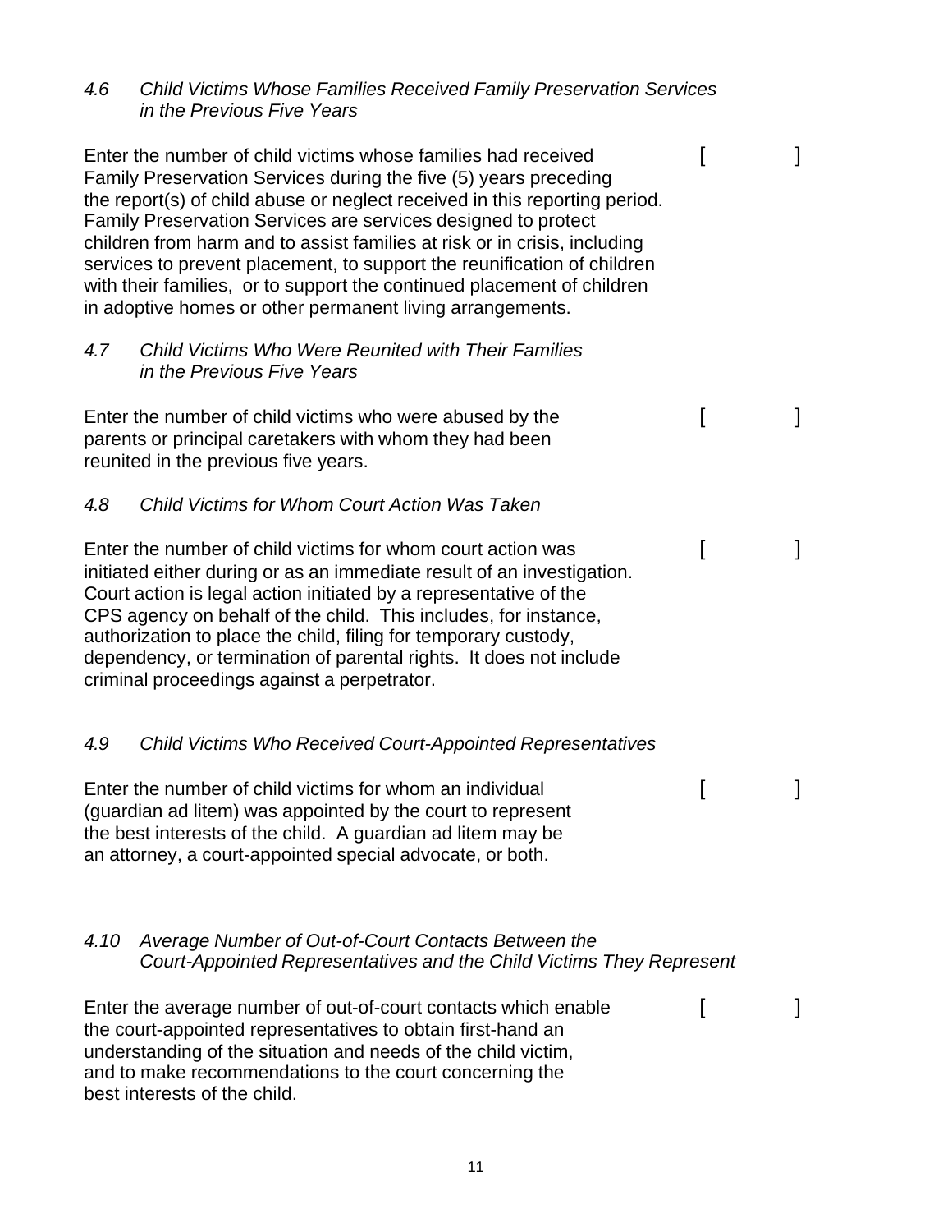*4.6 Child Victims Whose Families Received Family Preservation Services in the Previous Five Years*

Enter the number of child victims whose families had received Family Preservation Services during the five (5) years preceding the report(s) of child abuse or neglect received in this reporting period. Family Preservation Services are services designed to protect children from harm and to assist families at risk or in crisis, including services to prevent placement, to support the reunification of children with their families, or to support the continued placement of children in adoptive homes or other permanent living arrangements. [ ]

*4.7 Child Victims Who Were Reunited with Their Families in the Previous Five Years*

Enter the number of child victims who were abused by the parents or principal caretakers with whom they had been reunited in the previous five years. [ ]

*4.8 Child Victims for Whom Court Action Was Taken*

Enter the number of child victims for whom court action was initiated either during or as an immediate result of an investigation. Court action is legal action initiated by a representative of the CPS agency on behalf of the child. This includes, for instance, authorization to place the child, filing for temporary custody, dependency, or termination of parental rights. It does not include criminal proceedings against a perpetrator. [ ]

*4.9 Child Victims Who Received Court-Appointed Representatives*

Enter the number of child victims for whom an individual (guardian ad litem) was appointed by the court to represent the best interests of the child. A guardian ad litem may be an attorney, a court-appointed special advocate, or both. [ ]

*4.10 Average Number of Out-of-Court Contacts Between the Court-Appointed Representatives and the Child Victims They Represent*

Enter the average number of out-of-court contacts which enable the court-appointed representatives to obtain first-hand an understanding of the situation and needs of the child victim, and to make recommendations to the court concerning the best interests of the child. [ ]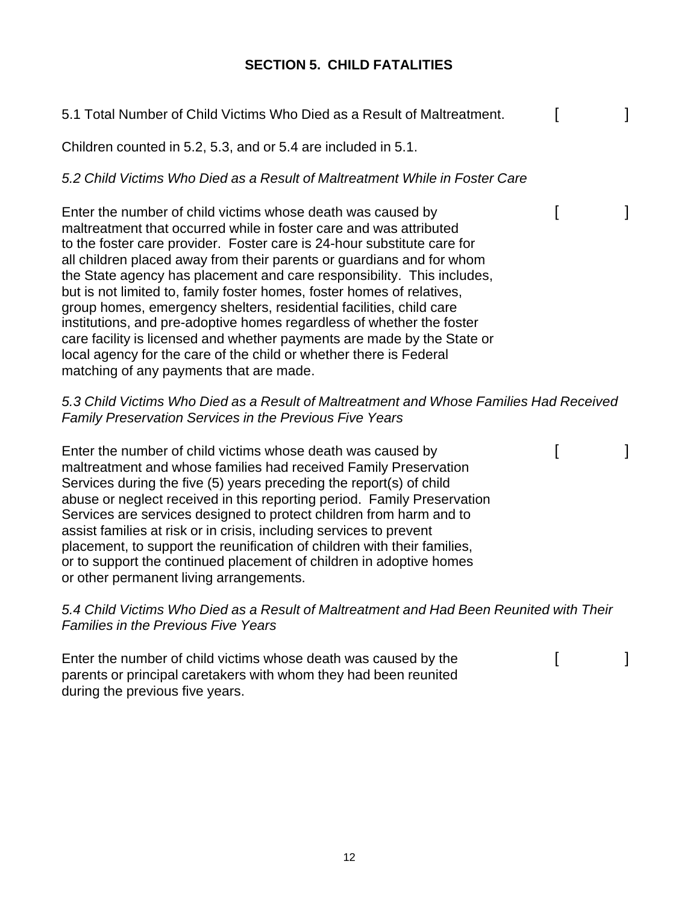## SECTION 5. CHILD FATALITIES

5.1 Total Number of Child Victims Who Died as a Result of Maltreatment. [ ]

Children counted in 5.2, 5.3, and or 5.4 are included in 5.1.

*5.2 Child Victims Who Died as a Result of Maltreatment While in Foster Care*

Enter the number of child victims whose death was caused by maltreatment that occurred while in foster care and was attributed to the foster care provider. Foster care is 24-hour substitute care for all children placed away from their parents or guardians and for whom the State agency has placement and care responsibility. This includes, but is not limited to, family foster homes, foster homes of relatives, group homes, emergency shelters, residential facilities, child care institutions, and pre-adoptive homes regardless of whether the foster care facility is licensed and whether payments are made by the State or local agency for the care of the child or whether there is Federal matching of any payments that are made. [ ]

*5.3 Child Victims Who Died as a Result of Maltreatment and Whose Families Had Received Family Preservation Services in the Previous Five Years*

Enter the number of child victims whose death was caused by maltreatment and whose families had received Family Preservation Services during the five (5) years preceding the report(s) of child abuse or neglect received in this reporting period. Family Preservation Services are services designed to protect children from harm and to assist families at risk or in crisis, including services to prevent placement, to support the reunification of children with their families, or to support the continued placement of children in adoptive homes or other permanent living arrangements. [ ]

*5.4 Child Victims Who Died as a Result of Maltreatment and Had Been Reunited with Their Families in the Previous Five Years*

Enter the number of child victims whose death was caused by the parents or principal caretakers with whom they had been reunited during the previous five years. [ ]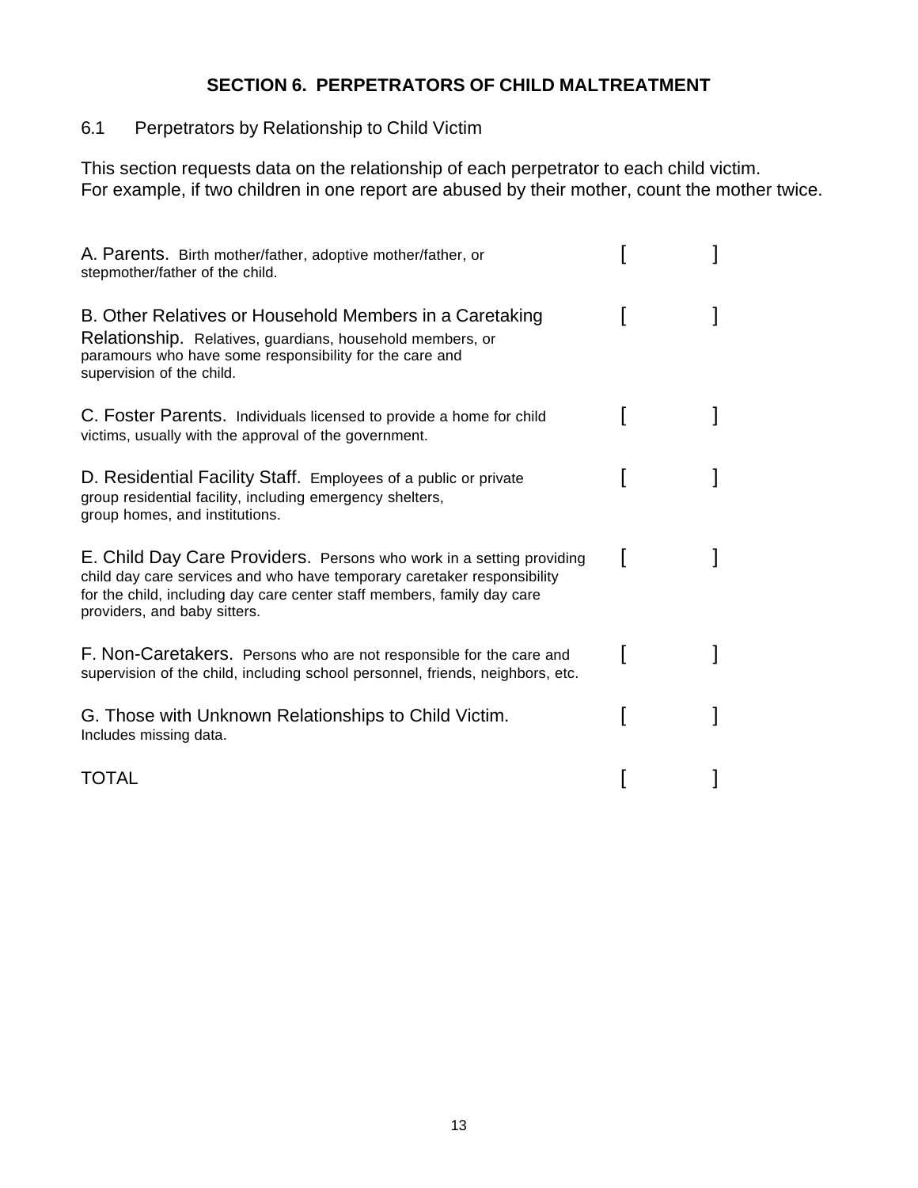## SECTION 6. PERPETRATORS OF CHILD MALTREATMENT

### 6.1 Perpetrators by Relationship to Child Victim

This section requests data on the relationship of each perpetrator to each child victim.
For example, if two children in one report are abused by their mother, count the mother twice.

| | |
|---|---|
| **A. Parents.** Birth mother/father, adoptive mother/father, or stepmother/father of the child. | [ ] |
| **B. Other Relatives or Household Members in a Caretaking Relationship.** Relatives, guardians, household members, or paramours who have some responsibility for the care and supervision of the child. | [ ] |
| **C. Foster Parents.** Individuals licensed to provide a home for child victims, usually with the approval of the government. | [ ] |
| **D. Residential Facility Staff.** Employees of a public or private group residential facility, including emergency shelters, group homes, and institutions. | [ ] |
| **E. Child Day Care Providers.** Persons who work in a setting providing child day care services and who have temporary caretaker responsibility for the child, including day care center staff members, family day care providers, and baby sitters. | [ ] |
| **F. Non-Caretakers.** Persons who are not responsible for the care and supervision of the child, including school personnel, friends, neighbors, etc. | [ ] |
| **G. Those with Unknown Relationships to Child Victim.** Includes missing data. | [ ] |
| TOTAL | [ ] |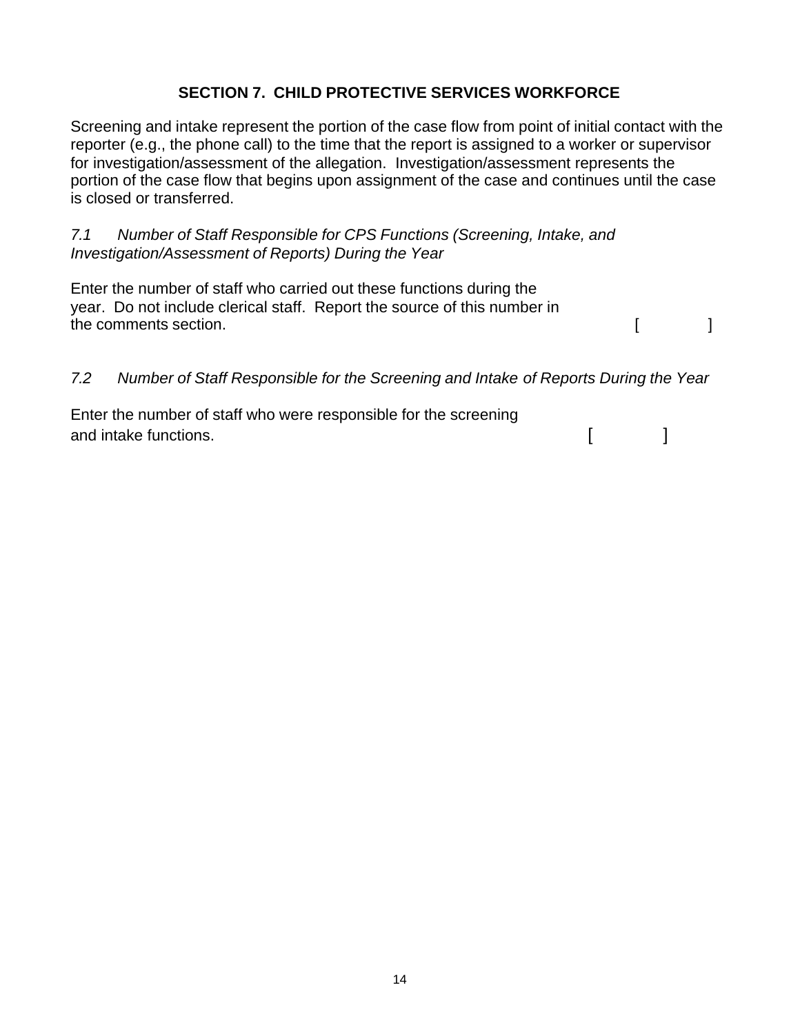## SECTION 7. CHILD PROTECTIVE SERVICES WORKFORCE

Screening and intake represent the portion of the case flow from point of initial contact with the reporter (e.g., the phone call) to the time that the report is assigned to a worker or supervisor for investigation/assessment of the allegation. Investigation/assessment represents the portion of the case flow that begins upon assignment of the case and continues until the case is closed or transferred.

*7.1 Number of Staff Responsible for CPS Functions (Screening, Intake, and Investigation/Assessment of Reports) During the Year*

Enter the number of staff who carried out these functions during the year. Do not include clerical staff. Report the source of this number in the comments section. [ ]

*7.2 Number of Staff Responsible for the Screening and Intake of Reports During the Year*

Enter the number of staff who were responsible for the screening and intake functions. [ ]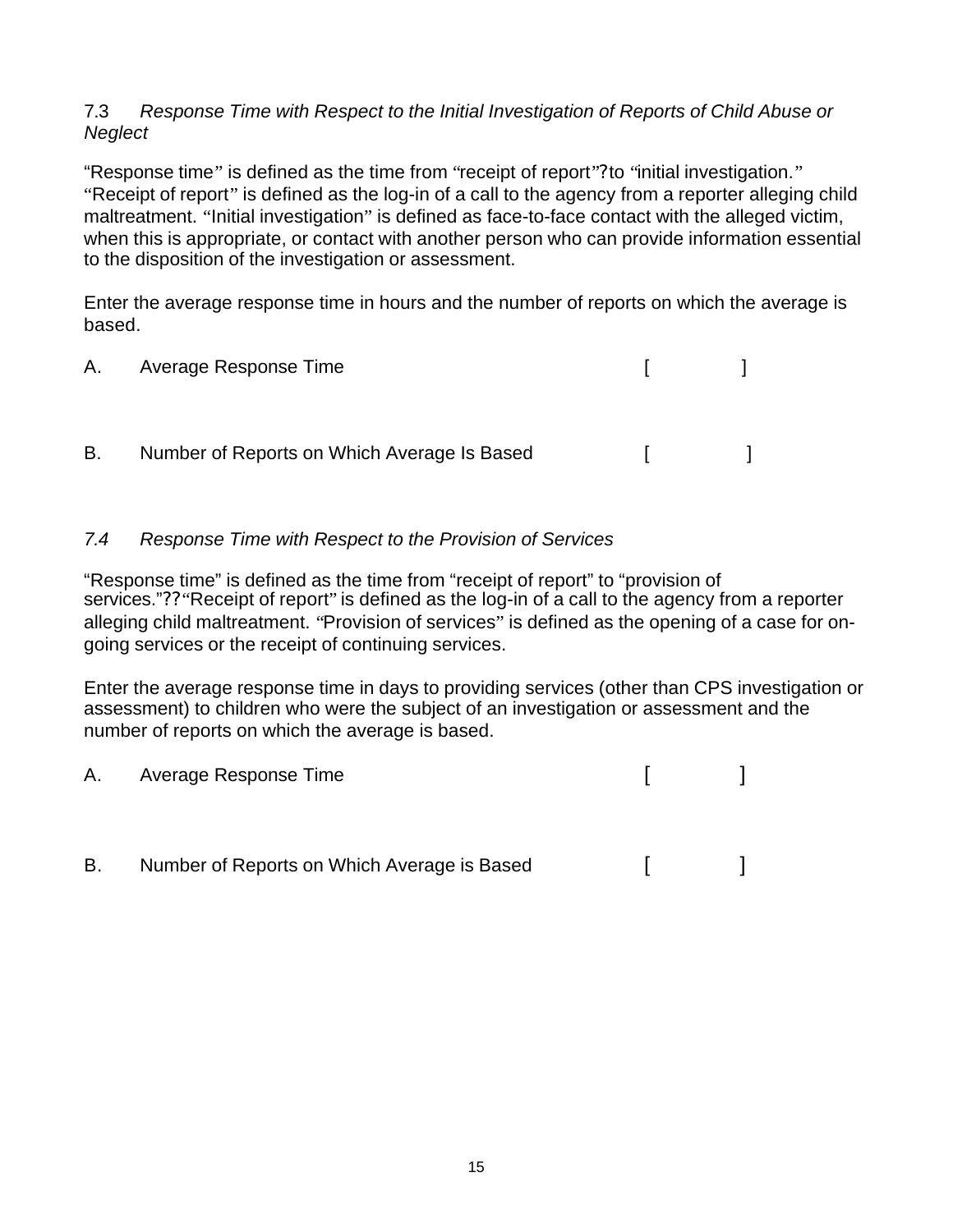### 7.3 *Response Time with Respect to the Initial Investigation of Reports of Child Abuse or Neglect*

"Response time" is defined as the time from "receipt of report"?to "initial investigation." "Receipt of report" is defined as the log-in of a call to the agency from a reporter alleging child maltreatment. "Initial investigation" is defined as face-to-face contact with the alleged victim, when this is appropriate, or contact with another person who can provide information essential to the disposition of the investigation or assessment.

Enter the average response time in hours and the number of reports on which the average is based.

A. Average Response Time [ ]

B. Number of Reports on Which Average Is Based [ ]

### *7.4 Response Time with Respect to the Provision of Services*

"Response time" is defined as the time from "receipt of report" to "provision of services."??"Receipt of report" is defined as the log-in of a call to the agency from a reporter alleging child maltreatment. "Provision of services" is defined as the opening of a case for on-going services or the receipt of continuing services.

Enter the average response time in days to providing services (other than CPS investigation or assessment) to children who were the subject of an investigation or assessment and the number of reports on which the average is based.

A. Average Response Time [ ]

B. Number of Reports on Which Average is Based [ ]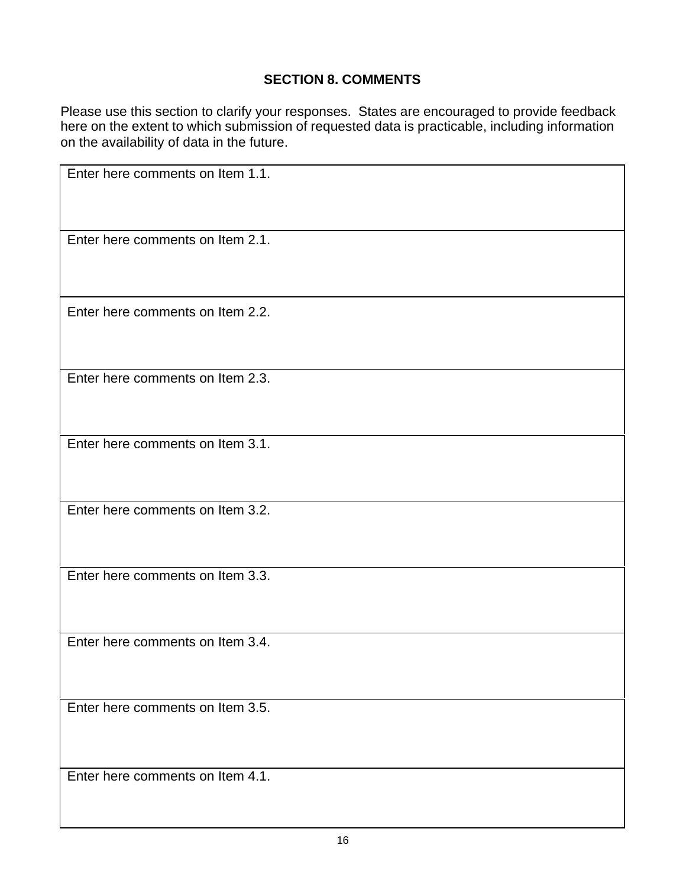## SECTION 8. COMMENTS

Please use this section to clarify your responses. States are encouraged to provide feedback here on the extent to which submission of requested data is practicable, including information on the availability of data in the future.

| Enter here comments on Item 1.1. |
|---|
| Enter here comments on Item 2.1. |
| Enter here comments on Item 2.2. |
| Enter here comments on Item 2.3. |
| Enter here comments on Item 3.1. |
| Enter here comments on Item 3.2. |
| Enter here comments on Item 3.3. |
| Enter here comments on Item 3.4. |
| Enter here comments on Item 3.5. |
| Enter here comments on Item 4.1. |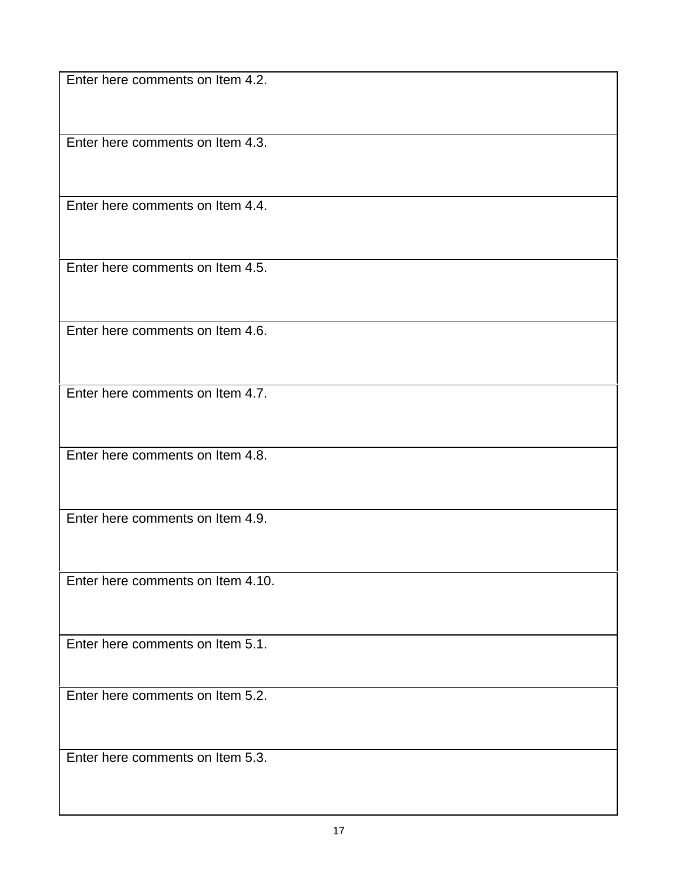| Enter here comments on Item 4.2. |
| --- |
| Enter here comments on Item 4.3. |
| Enter here comments on Item 4.4. |
| Enter here comments on Item 4.5. |
| Enter here comments on Item 4.6. |
| Enter here comments on Item 4.7. |
| Enter here comments on Item 4.8. |
| Enter here comments on Item 4.9. |
| Enter here comments on Item 4.10. |
| Enter here comments on Item 5.1. |
| Enter here comments on Item 5.2. |
| Enter here comments on Item 5.3. |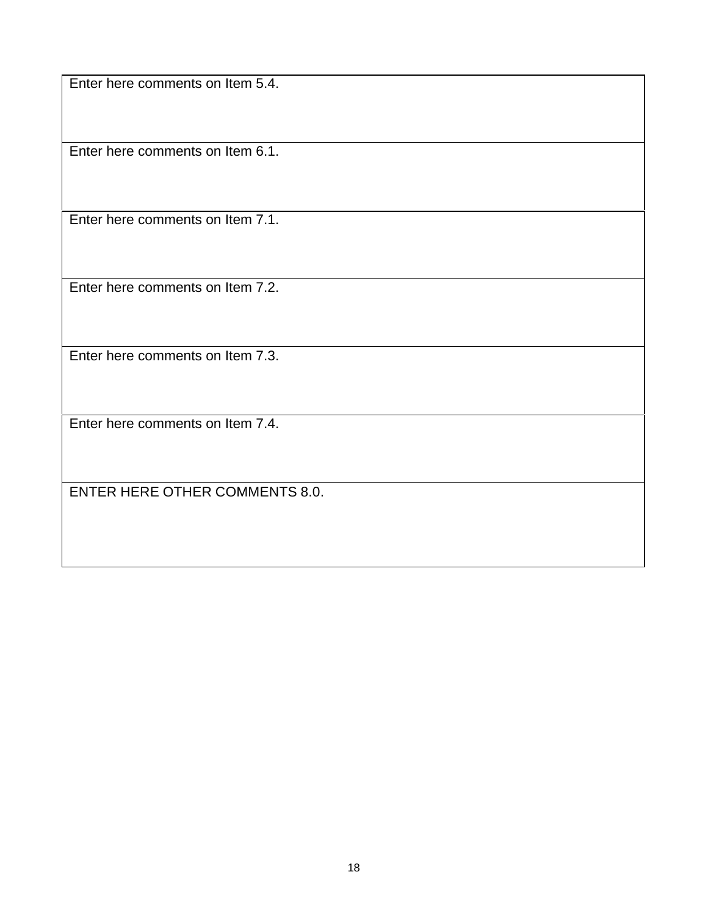| |
|---|
| Enter here comments on Item 5.4. |
| Enter here comments on Item 6.1. |
| Enter here comments on Item 7.1. |
| Enter here comments on Item 7.2. |
| Enter here comments on Item 7.3. |
| Enter here comments on Item 7.4. |
| ENTER HERE OTHER COMMENTS 8.0. |